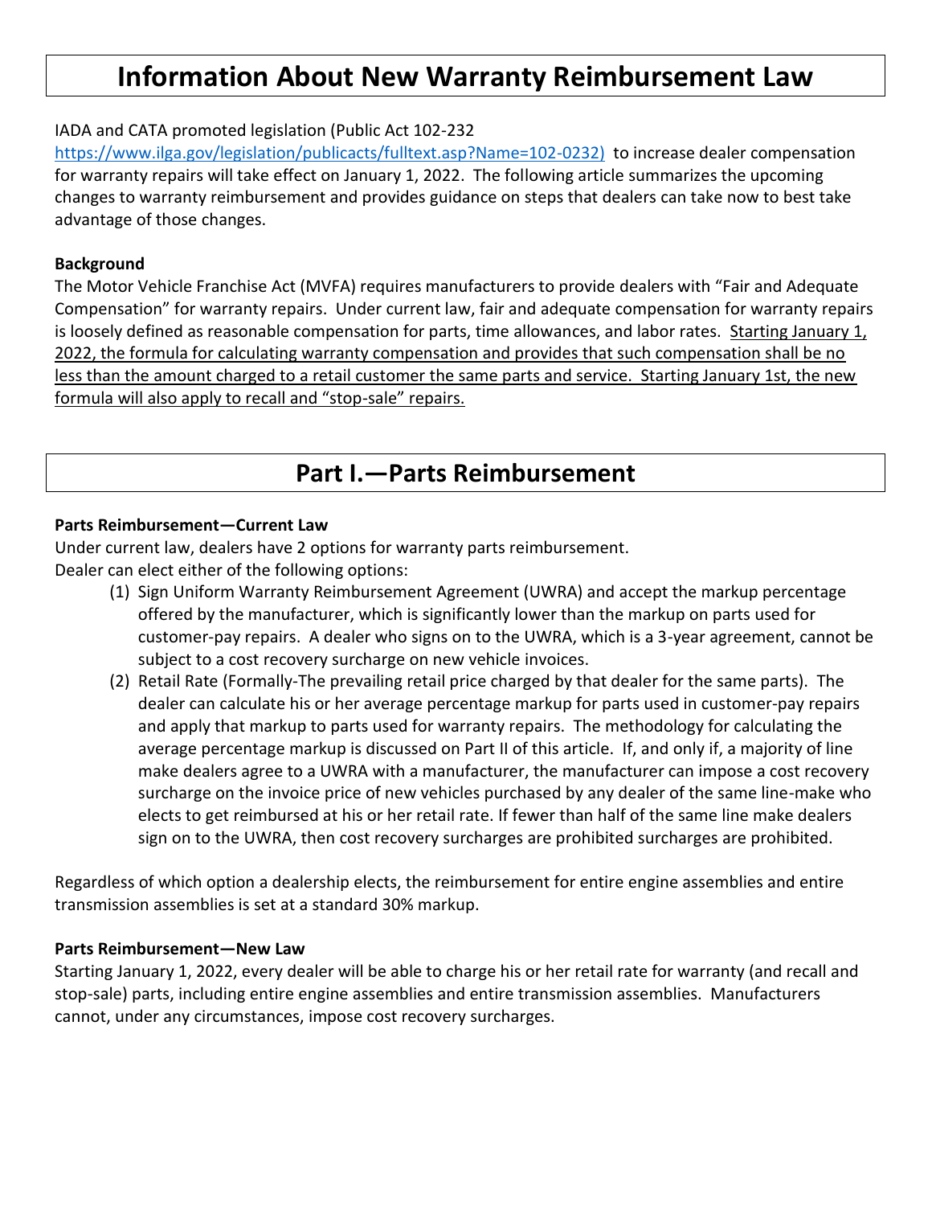# Information About New Warranty Reimbursement Law

IADA and CATA promoted legislation (Public Act 102-232 https://www.ilga.gov/legislation/publicacts/fulltext.asp?Name=102-0232) to increase dealer compensation for warranty repairs will take effect on January 1, 2022. The following article summarizes the upcoming changes to warranty reimbursement and provides guidance on steps that dealers can take now to best take advantage of those changes.

**Background**

The Motor Vehicle Franchise Act (MVFA) requires manufacturers to provide dealers with "Fair and Adequate Compensation" for warranty repairs. Under current law, fair and adequate compensation for warranty repairs is loosely defined as reasonable compensation for parts, time allowances, and labor rates. Starting January 1, 2022, the formula for calculating warranty compensation and provides that such compensation shall be no less than the amount charged to a retail customer the same parts and service. Starting January 1st, the new formula will also apply to recall and "stop-sale" repairs.

## Part I.—Parts Reimbursement

**Parts Reimbursement—Current Law**

Under current law, dealers have 2 options for warranty parts reimbursement.
Dealer can elect either of the following options:

1. Sign Uniform Warranty Reimbursement Agreement (UWRA) and accept the markup percentage offered by the manufacturer, which is significantly lower than the markup on parts used for customer-pay repairs. A dealer who signs on to the UWRA, which is a 3-year agreement, cannot be subject to a cost recovery surcharge on new vehicle invoices.
2. Retail Rate (Formally-The prevailing retail price charged by that dealer for the same parts). The dealer can calculate his or her average percentage markup for parts used in customer-pay repairs and apply that markup to parts used for warranty repairs. The methodology for calculating the average percentage markup is discussed on Part II of this article. If, and only if, a majority of line make dealers agree to a UWRA with a manufacturer, the manufacturer can impose a cost recovery surcharge on the invoice price of new vehicles purchased by any dealer of the same line-make who elects to get reimbursed at his or her retail rate. If fewer than half of the same line make dealers sign on to the UWRA, then cost recovery surcharges are prohibited surcharges are prohibited.

Regardless of which option a dealership elects, the reimbursement for entire engine assemblies and entire transmission assemblies is set at a standard 30% markup.

**Parts Reimbursement—New Law**

Starting January 1, 2022, every dealer will be able to charge his or her retail rate for warranty (and recall and stop-sale) parts, including entire engine assemblies and entire transmission assemblies. Manufacturers cannot, under any circumstances, impose cost recovery surcharges.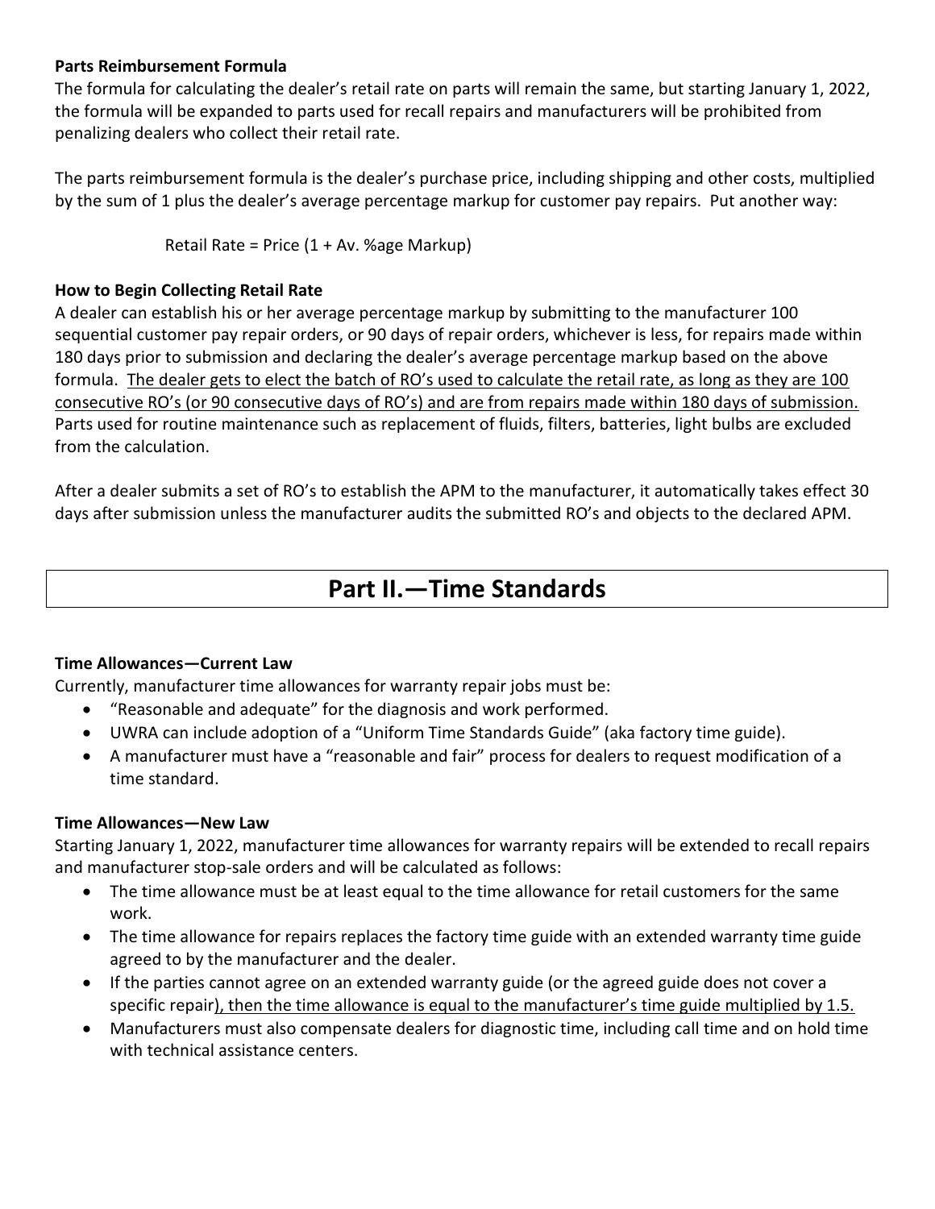**Parts Reimbursement Formula**

The formula for calculating the dealer's retail rate on parts will remain the same, but starting January 1, 2022, the formula will be expanded to parts used for recall repairs and manufacturers will be prohibited from penalizing dealers who collect their retail rate.

The parts reimbursement formula is the dealer's purchase price, including shipping and other costs, multiplied by the sum of 1 plus the dealer's average percentage markup for customer pay repairs. Put another way:

Retail Rate = Price (1 + Av. %age Markup)

**How to Begin Collecting Retail Rate**

A dealer can establish his or her average percentage markup by submitting to the manufacturer 100 sequential customer pay repair orders, or 90 days of repair orders, whichever is less, for repairs made within 180 days prior to submission and declaring the dealer's average percentage markup based on the above formula. <u>The dealer gets to elect the batch of RO's used to calculate the retail rate, as long as they are 100 consecutive RO's (or 90 consecutive days of RO's) and are from repairs made within 180 days of submission.</u> Parts used for routine maintenance such as replacement of fluids, filters, batteries, light bulbs are excluded from the calculation.

After a dealer submits a set of RO's to establish the APM to the manufacturer, it automatically takes effect 30 days after submission unless the manufacturer audits the submitted RO's and objects to the declared APM.

## Part II.—Time Standards

**Time Allowances—Current Law**

Currently, manufacturer time allowances for warranty repair jobs must be:

- "Reasonable and adequate" for the diagnosis and work performed.
- UWRA can include adoption of a "Uniform Time Standards Guide" (aka factory time guide).
- A manufacturer must have a "reasonable and fair" process for dealers to request modification of a time standard.

**Time Allowances—New Law**

Starting January 1, 2022, manufacturer time allowances for warranty repairs will be extended to recall repairs and manufacturer stop-sale orders and will be calculated as follows:

- The time allowance must be at least equal to the time allowance for retail customers for the same work.
- The time allowance for repairs replaces the factory time guide with an extended warranty time guide agreed to by the manufacturer and the dealer.
- If the parties cannot agree on an extended warranty guide (or the agreed guide does not cover a specific repair<u>), then the time allowance is equal to the manufacturer's time guide multiplied by 1.5.</u>
- Manufacturers must also compensate dealers for diagnostic time, including call time and on hold time with technical assistance centers.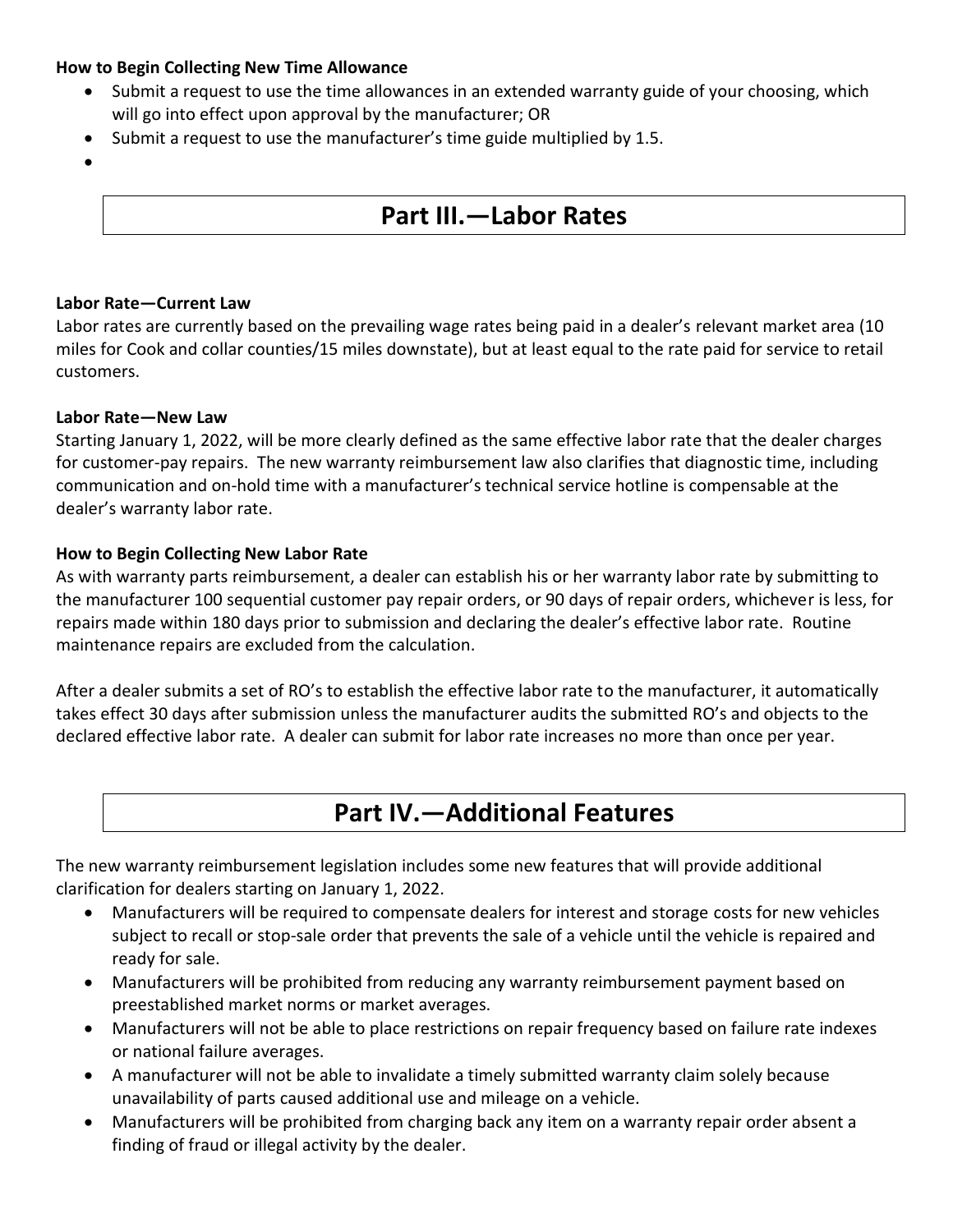**How to Begin Collecting New Time Allowance**

- Submit a request to use the time allowances in an extended warranty guide of your choosing, which will go into effect upon approval by the manufacturer; OR
- Submit a request to use the manufacturer's time guide multiplied by 1.5.

## Part III.—Labor Rates

**Labor Rate—Current Law**

Labor rates are currently based on the prevailing wage rates being paid in a dealer's relevant market area (10 miles for Cook and collar counties/15 miles downstate), but at least equal to the rate paid for service to retail customers.

**Labor Rate—New Law**

Starting January 1, 2022, will be more clearly defined as the same effective labor rate that the dealer charges for customer-pay repairs. The new warranty reimbursement law also clarifies that diagnostic time, including communication and on-hold time with a manufacturer's technical service hotline is compensable at the dealer's warranty labor rate.

**How to Begin Collecting New Labor Rate**

As with warranty parts reimbursement, a dealer can establish his or her warranty labor rate by submitting to the manufacturer 100 sequential customer pay repair orders, or 90 days of repair orders, whichever is less, for repairs made within 180 days prior to submission and declaring the dealer's effective labor rate. Routine maintenance repairs are excluded from the calculation.

After a dealer submits a set of RO's to establish the effective labor rate to the manufacturer, it automatically takes effect 30 days after submission unless the manufacturer audits the submitted RO's and objects to the declared effective labor rate. A dealer can submit for labor rate increases no more than once per year.

## Part IV.—Additional Features

The new warranty reimbursement legislation includes some new features that will provide additional clarification for dealers starting on January 1, 2022.

- Manufacturers will be required to compensate dealers for interest and storage costs for new vehicles subject to recall or stop-sale order that prevents the sale of a vehicle until the vehicle is repaired and ready for sale.
- Manufacturers will be prohibited from reducing any warranty reimbursement payment based on preestablished market norms or market averages.
- Manufacturers will not be able to place restrictions on repair frequency based on failure rate indexes or national failure averages.
- A manufacturer will not be able to invalidate a timely submitted warranty claim solely because unavailability of parts caused additional use and mileage on a vehicle.
- Manufacturers will be prohibited from charging back any item on a warranty repair order absent a finding of fraud or illegal activity by the dealer.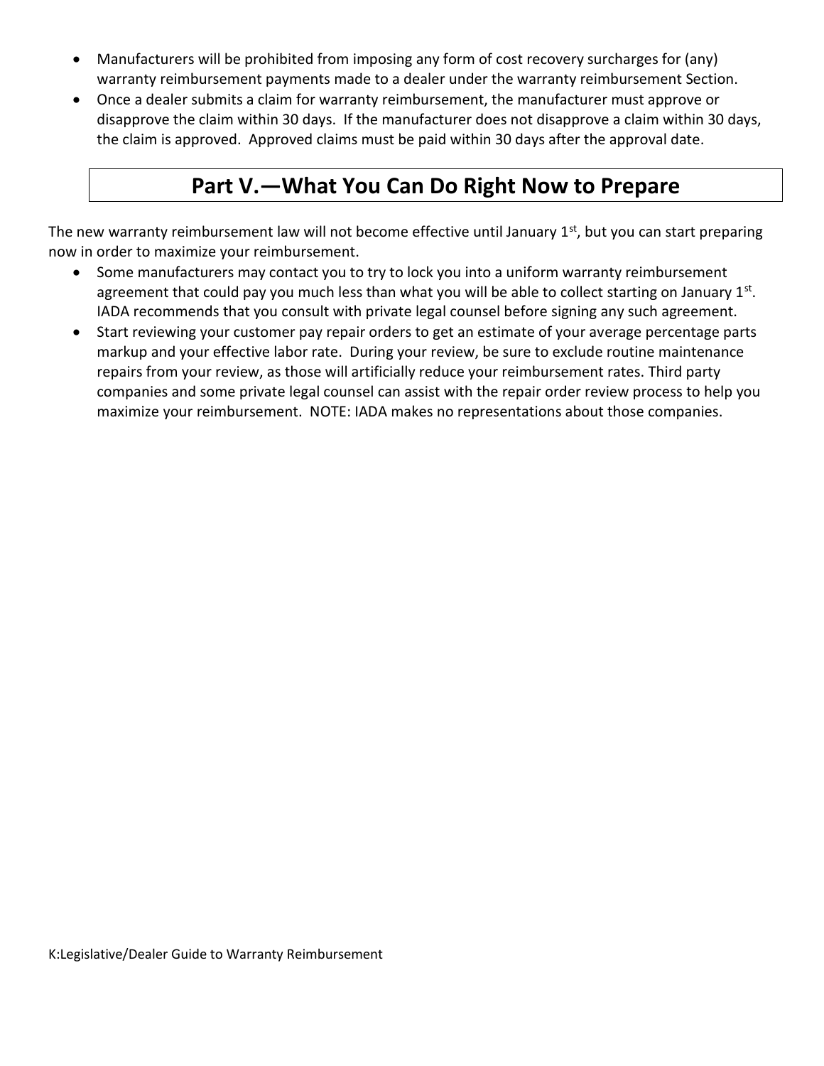- Manufacturers will be prohibited from imposing any form of cost recovery surcharges for (any) warranty reimbursement payments made to a dealer under the warranty reimbursement Section.
- Once a dealer submits a claim for warranty reimbursement, the manufacturer must approve or disapprove the claim within 30 days. If the manufacturer does not disapprove a claim within 30 days, the claim is approved. Approved claims must be paid within 30 days after the approval date.

## Part V.—What You Can Do Right Now to Prepare

The new warranty reimbursement law will not become effective until January 1st, but you can start preparing now in order to maximize your reimbursement.

- Some manufacturers may contact you to try to lock you into a uniform warranty reimbursement agreement that could pay you much less than what you will be able to collect starting on January 1st. IADA recommends that you consult with private legal counsel before signing any such agreement.
- Start reviewing your customer pay repair orders to get an estimate of your average percentage parts markup and your effective labor rate. During your review, be sure to exclude routine maintenance repairs from your review, as those will artificially reduce your reimbursement rates. Third party companies and some private legal counsel can assist with the repair order review process to help you maximize your reimbursement. NOTE: IADA makes no representations about those companies.